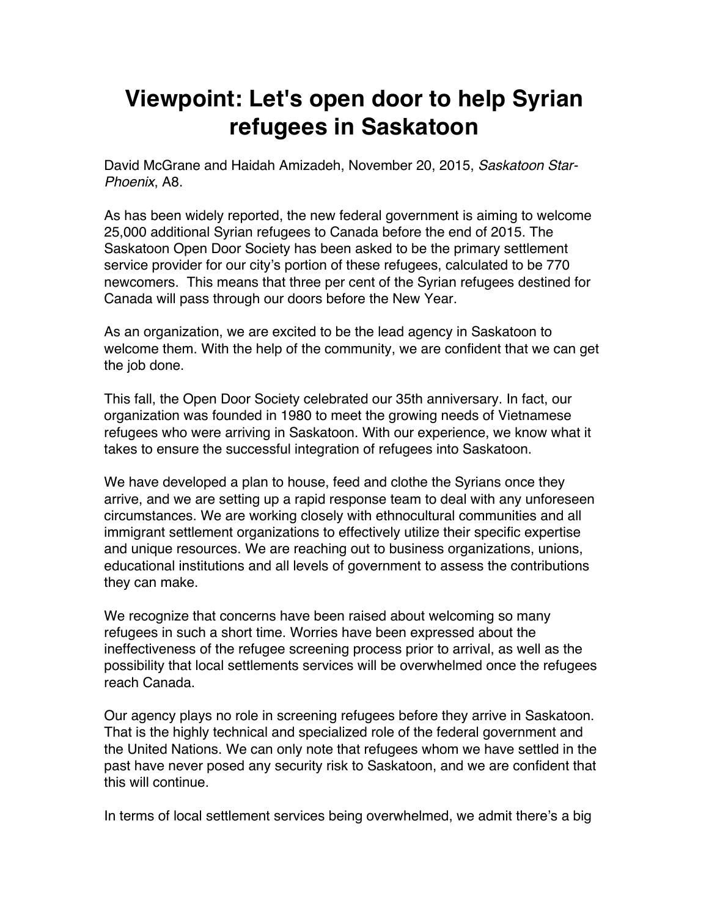# Viewpoint: Let's open door to help Syrian refugees in Saskatoon

David McGrane and Haidah Amizadeh, November 20, 2015, *Saskatoon Star-Phoenix*, A8.

As has been widely reported, the new federal government is aiming to welcome 25,000 additional Syrian refugees to Canada before the end of 2015. The Saskatoon Open Door Society has been asked to be the primary settlement service provider for our city's portion of these refugees, calculated to be 770 newcomers. This means that three per cent of the Syrian refugees destined for Canada will pass through our doors before the New Year.

As an organization, we are excited to be the lead agency in Saskatoon to welcome them. With the help of the community, we are confident that we can get the job done.

This fall, the Open Door Society celebrated our 35th anniversary. In fact, our organization was founded in 1980 to meet the growing needs of Vietnamese refugees who were arriving in Saskatoon. With our experience, we know what it takes to ensure the successful integration of refugees into Saskatoon.

We have developed a plan to house, feed and clothe the Syrians once they arrive, and we are setting up a rapid response team to deal with any unforeseen circumstances. We are working closely with ethnocultural communities and all immigrant settlement organizations to effectively utilize their specific expertise and unique resources. We are reaching out to business organizations, unions, educational institutions and all levels of government to assess the contributions they can make.

We recognize that concerns have been raised about welcoming so many refugees in such a short time. Worries have been expressed about the ineffectiveness of the refugee screening process prior to arrival, as well as the possibility that local settlements services will be overwhelmed once the refugees reach Canada.

Our agency plays no role in screening refugees before they arrive in Saskatoon. That is the highly technical and specialized role of the federal government and the United Nations. We can only note that refugees whom we have settled in the past have never posed any security risk to Saskatoon, and we are confident that this will continue.

In terms of local settlement services being overwhelmed, we admit there's a big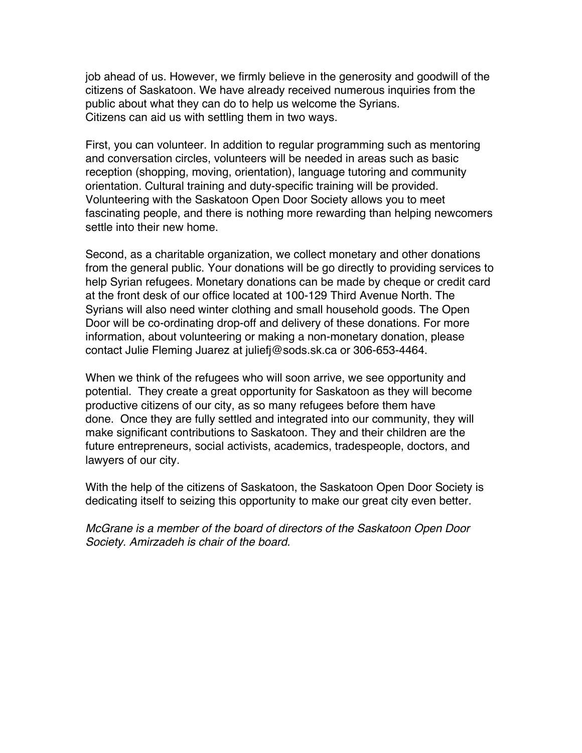job ahead of us. However, we firmly believe in the generosity and goodwill of the citizens of Saskatoon. We have already received numerous inquiries from the public about what they can do to help us welcome the Syrians.
Citizens can aid us with settling them in two ways.

First, you can volunteer. In addition to regular programming such as mentoring and conversation circles, volunteers will be needed in areas such as basic reception (shopping, moving, orientation), language tutoring and community orientation. Cultural training and duty-specific training will be provided. Volunteering with the Saskatoon Open Door Society allows you to meet fascinating people, and there is nothing more rewarding than helping newcomers settle into their new home.

Second, as a charitable organization, we collect monetary and other donations from the general public. Your donations will be go directly to providing services to help Syrian refugees. Monetary donations can be made by cheque or credit card at the front desk of our office located at 100-129 Third Avenue North. The Syrians will also need winter clothing and small household goods. The Open Door will be co-ordinating drop-off and delivery of these donations. For more information, about volunteering or making a non-monetary donation, please contact Julie Fleming Juarez at juliefj@sods.sk.ca or 306-653-4464.

When we think of the refugees who will soon arrive, we see opportunity and potential. They create a great opportunity for Saskatoon as they will become productive citizens of our city, as so many refugees before them have done. Once they are fully settled and integrated into our community, they will make significant contributions to Saskatoon. They and their children are the future entrepreneurs, social activists, academics, tradespeople, doctors, and lawyers of our city.

With the help of the citizens of Saskatoon, the Saskatoon Open Door Society is dedicating itself to seizing this opportunity to make our great city even better.

*McGrane is a member of the board of directors of the Saskatoon Open Door Society. Amirzadeh is chair of the board.*